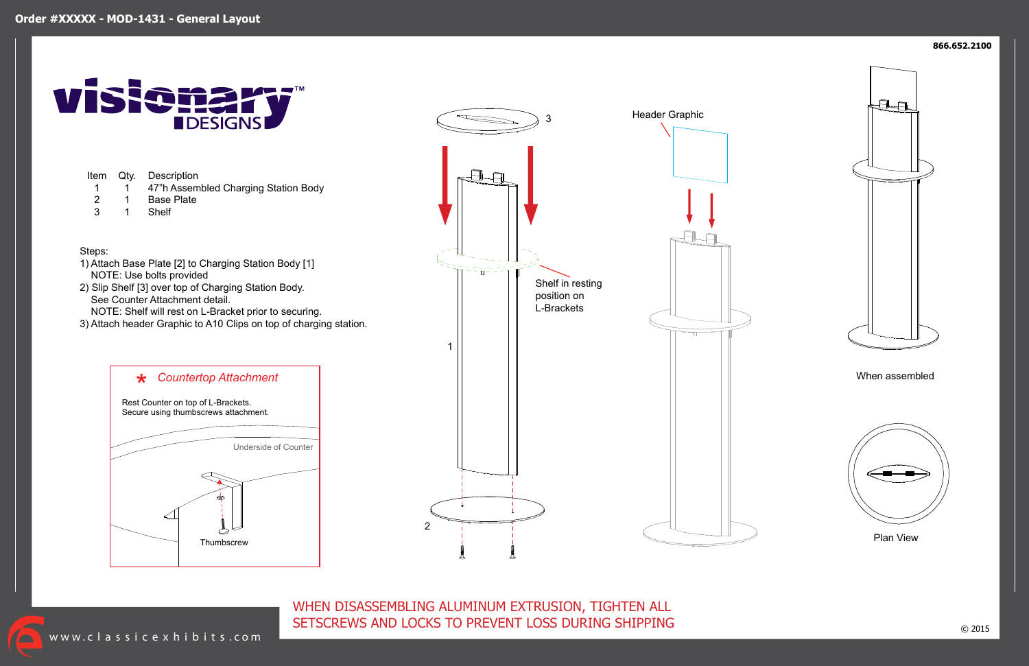# Order #XXXXX - MOD-1431 - General Layout

866.652.2100

| Item | Qty. | Description |
|---|---|---|
| 1 | 1 | 47"h Assembled Charging Station Body |
| 2 | 1 | Base Plate |
| 3 | 1 | Shelf |

Steps:

1) Attach Base Plate [2] to Charging Station Body [1]
   NOTE: Use bolts provided
2) Slip Shelf [3] over top of Charging Station Body.
   See Counter Attachment detail.
   NOTE: Shelf will rest on L-Bracket prior to securing.
3) Attach header Graphic to A10 Clips on top of charging station.

*\* Countertop Attachment*

Rest Counter on top of L-Brackets.
Secure using thumbscrews attachment.

Underside of Counter

Thumbscrew

3

1

2

Shelf in resting position on L-Brackets

Header Graphic

When assembled

Plan View

WHEN DISASSEMBLING ALUMINUM EXTRUSION, TIGHTEN ALL SETSCREWS AND LOCKS TO PREVENT LOSS DURING SHIPPING

www.classicexhibits.com

© 2015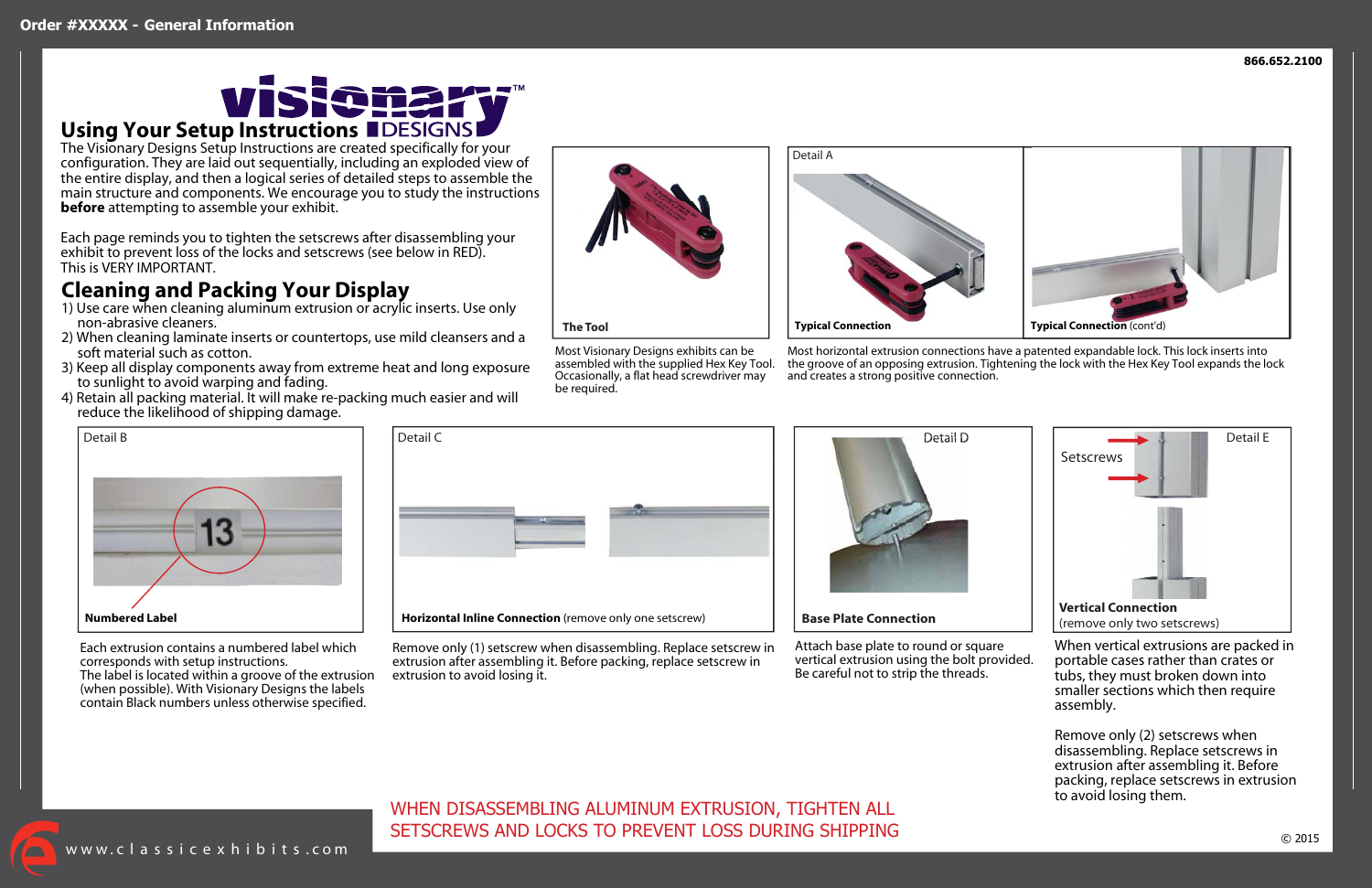# Using Your Setup Instructions

The Visionary Designs Setup Instructions are created specifically for your configuration. They are laid out sequentially, including an exploded view of the entire display, and then a logical series of detailed steps to assemble the main structure and components. We encourage you to study the instructions **before** attempting to assemble your exhibit.

Each page reminds you to tighten the setscrews after disassembling your exhibit to prevent loss of the locks and setscrews (see below in RED). This is VERY IMPORTANT.

## Cleaning and Packing Your Display

1) Use care when cleaning aluminum extrusion or acrylic inserts. Use only non-abrasive cleaners.
2) When cleaning laminate inserts or countertops, use mild cleansers and a soft material such as cotton.
3) Keep all display components away from extreme heat and long exposure to sunlight to avoid warping and fading.
4) Retain all packing material. It will make re-packing much easier and will reduce the likelihood of shipping damage.

**The Tool**

Most Visionary Designs exhibits can be assembled with the supplied Hex Key Tool. Occasionally, a flat head screwdriver may be required.

Detail A

**Typical Connection** / **Typical Connection** (cont'd)

Most horizontal extrusion connections have a patented expandable lock. This lock inserts into the groove of an opposing extrusion. Tightening the lock with the Hex Key Tool expands the lock and creates a strong positive connection.

Detail B

**Numbered Label**

Each extrusion contains a numbered label which corresponds with setup instructions. The label is located within a groove of the extrusion (when possible). With Visionary Designs the labels contain Black numbers unless otherwise specified.

Detail C

**Horizontal Inline Connection** (remove only one setscrew)

Remove only (1) setscrew when disassembling. Replace setscrew in extrusion after assembling it. Before packing, replace setscrew in extrusion to avoid losing it.

Detail D

**Base Plate Connection**

Attach base plate to round or square vertical extrusion using the bolt provided. Be careful not to strip the threads.

Detail E

Setscrews

**Vertical Connection** (remove only two setscrews)

When vertical extrusions are packed in portable cases rather than crates or tubs, they must broken down into smaller sections which then require assembly.

Remove only (2) setscrews when disassembling. Replace setscrews in extrusion after assembling it. Before packing, replace setscrews in extrusion to avoid losing them.

WHEN DISASSEMBLING ALUMINUM EXTRUSION, TIGHTEN ALL SETSCREWS AND LOCKS TO PREVENT LOSS DURING SHIPPING

866.652.2100

www.classicexhibits.com

© 2015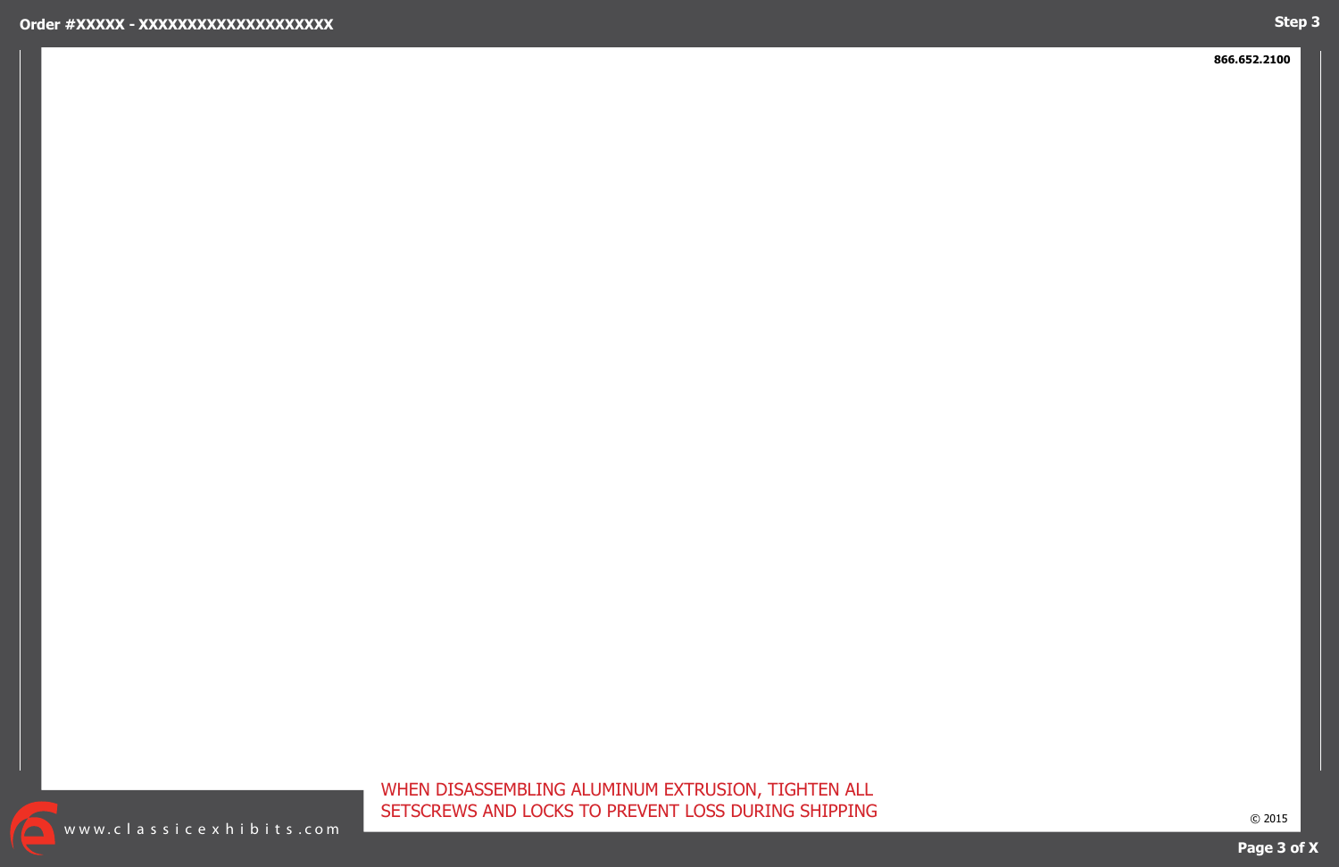866.652.2100

WHEN DISASSEMBLING ALUMINUM EXTRUSION, TIGHTEN ALL SETSCREWS AND LOCKS TO PREVENT LOSS DURING SHIPPING

www.classicexhibits.com

© 2015